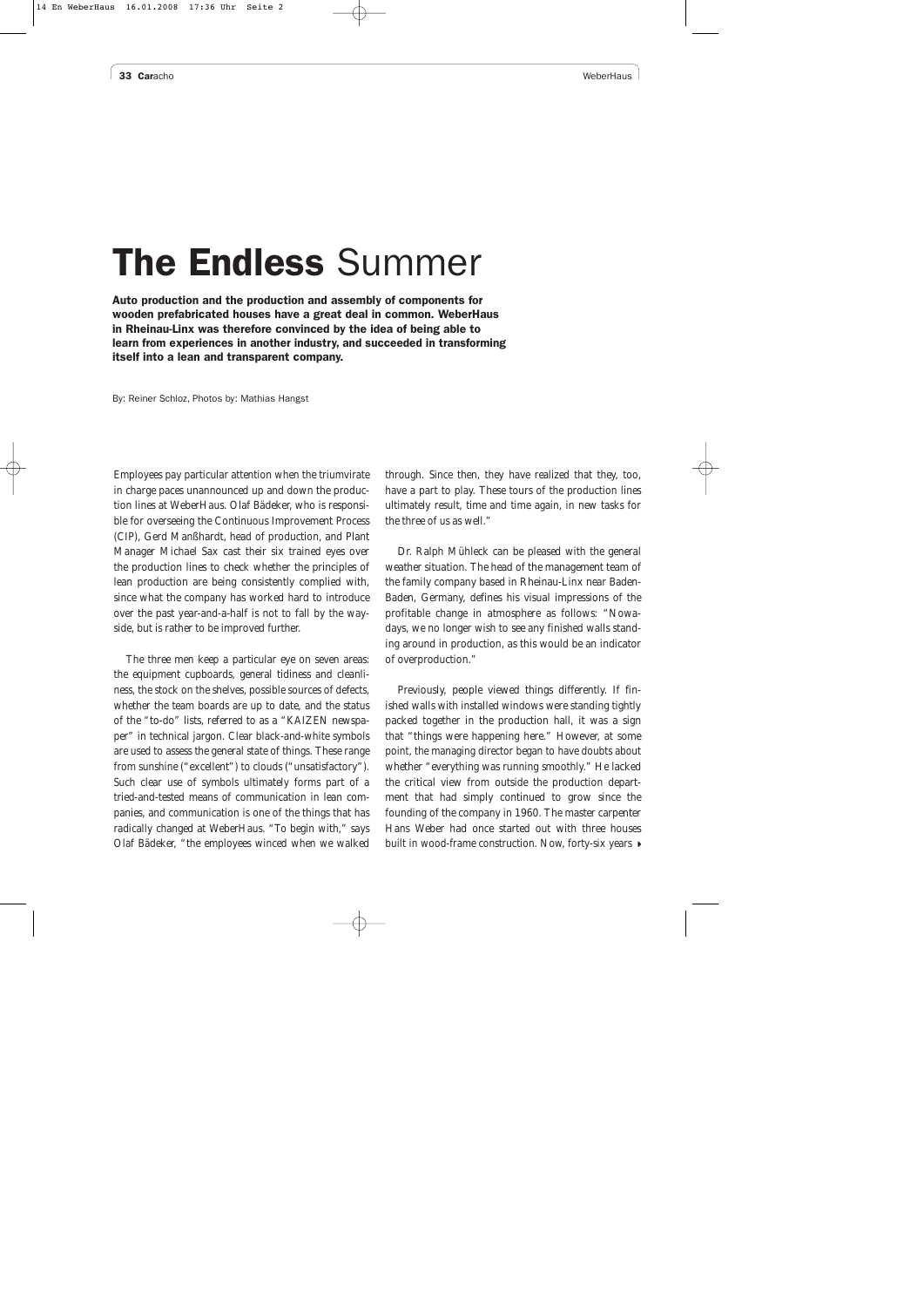# **The Endless** Summer

**Auto production and the production and assembly of components for wooden prefabricated houses have a great deal in common. WeberHaus in Rheinau-Linx was therefore convinced by the idea of being able to learn from experiences in another industry, and succeeded in transforming itself into a lean and transparent company.**

By: Reiner Schloz, Photos by: Mathias Hangst

Employees pay particular attention when the triumvirate in charge paces unannounced up and down the production lines at WeberHaus. Olaf Bädeker, who is responsible for overseeing the Continuous Improvement Process (CIP), Gerd Manßhardt, head of production, and Plant Manager Michael Sax cast their six trained eyes over the production lines to check whether the principles of lean production are being consistently complied with, since what the company has worked hard to introduce over the past year-and-a-half is not to fall by the wayside, but is rather to be improved further.

The three men keep a particular eye on seven areas: the equipment cupboards, general tidiness and cleanliness, the stock on the shelves, possible sources of defects, whether the team boards are up to date, and the status of the "to-do" lists, referred to as a "KAIZEN newspaper" in technical jargon. Clear black-and-white symbols are used to assess the general state of things. These range from sunshine ("excellent") to clouds ("unsatisfactory"). Such clear use of symbols ultimately forms part of a tried-and-tested means of communication in lean companies, and communication is one of the things that has radically changed at WeberHaus. "To begin with," says Olaf Bädeker, "the employees winced when we walked through. Since then, they have realized that they, too, have a part to play. These tours of the production lines ultimately result, time and time again, in new tasks for the three of us as well."

Dr. Ralph Mühleck can be pleased with the general weather situation. The head of the management team of the family company based in Rheinau-Linx near Baden-Baden, Germany, defines his visual impressions of the profitable change in atmosphere as follows: "Nowadays, we no longer wish to see any finished walls standing around in production, as this would be an indicator of overproduction."

Previously, people viewed things differently. If finished walls with installed windows were standing tightly packed together in the production hall, it was a sign that "things were happening here." However, at some point, the managing director began to have doubts about whether "everything was running smoothly." He lacked the critical view from outside the production department that had simply continued to grow since the founding of the company in 1960. The master carpenter Hans Weber had once started out with three houses built in wood-frame construction. Now, forty-six years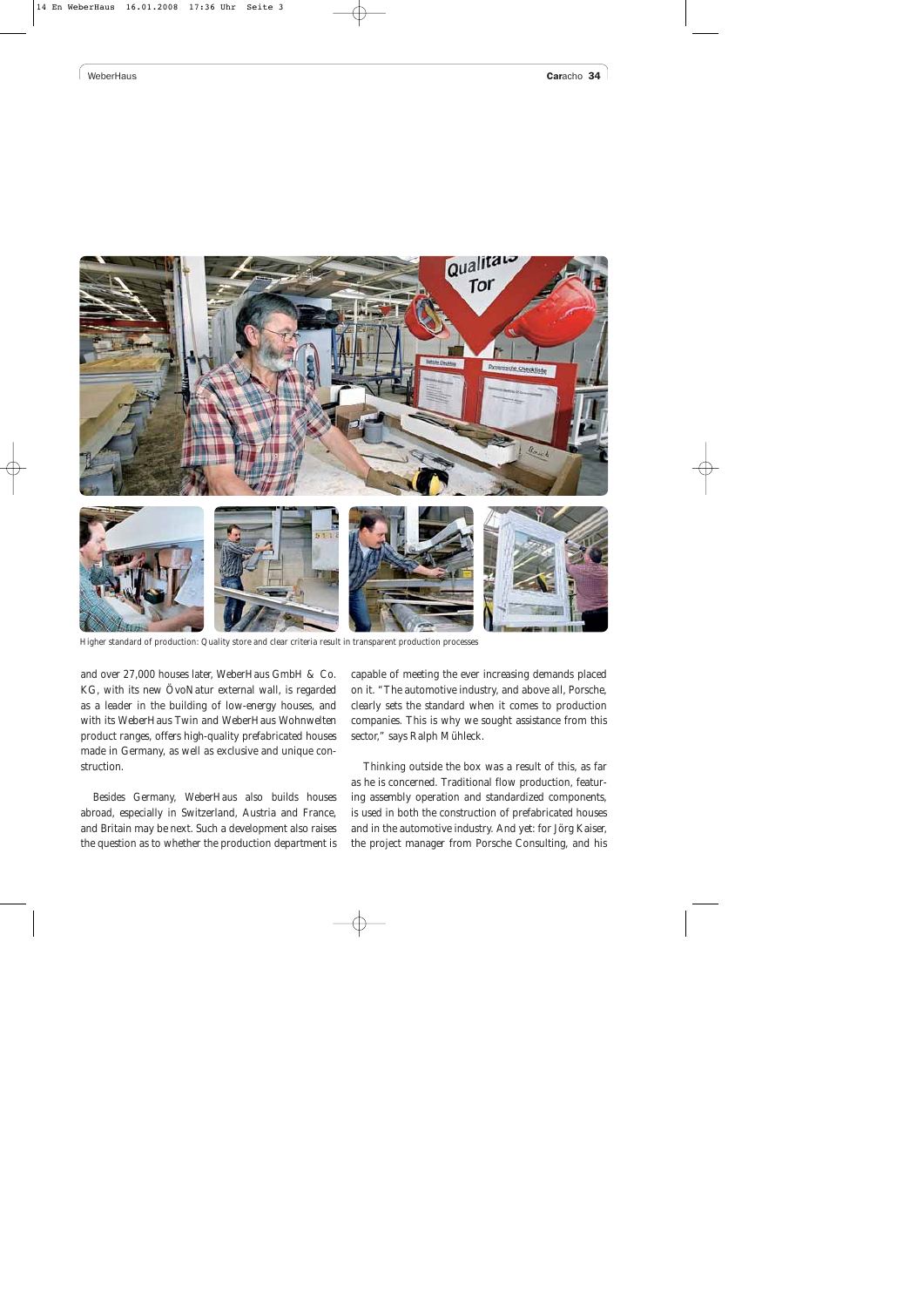Higher standard of production: Quality store and clear criteria result in transparent production processes

and over 27,000 houses later, WeberHaus GmbH & Co. KG, with its new ÖvoNatur external wall, is regarded as a leader in the building of low-energy houses, and with its WeberHaus Twin and WeberHaus Wohnwelten product ranges, offers high-quality prefabricated houses made in Germany, as well as exclusive and unique construction.

Besides Germany, WeberHaus also builds houses abroad, especially in Switzerland, Austria and France, and Britain may be next. Such a development also raises the question as to whether the production department is capable of meeting the ever increasing demands placed on it. "The automotive industry, and above all, Porsche, clearly sets the standard when it comes to production companies. This is why we sought assistance from this sector," says Ralph Mühleck.

Thinking outside the box was a result of this, as far as he is concerned. Traditional flow production, featuring assembly operation and standardized components, is used in both the construction of prefabricated houses and in the automotive industry. And yet: for Jörg Kaiser, the project manager from Porsche Consulting, and his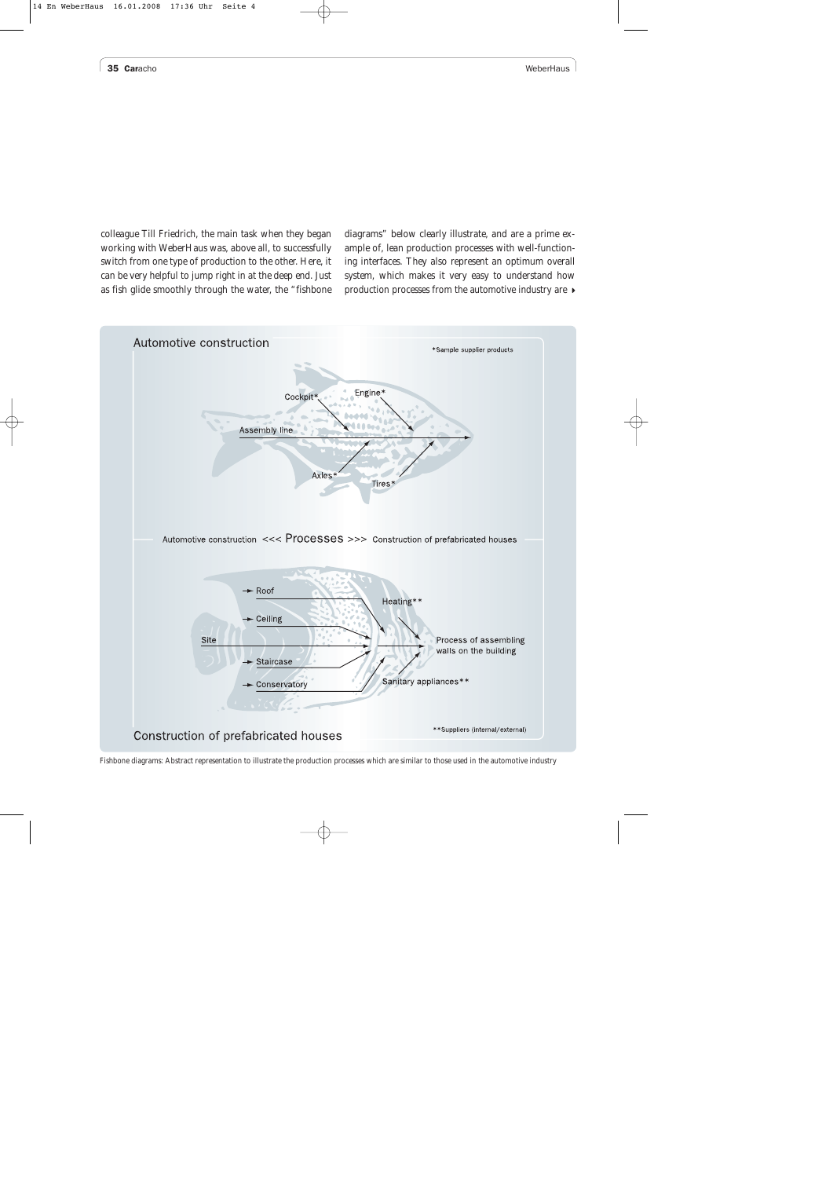colleague Till Friedrich, the main task when they began working with WeberHaus was, above all, to successfully switch from one type of production to the other. Here, it can be very helpful to jump right in at the deep end. Just as fish glide smoothly through the water, the "fishbone diagrams" below clearly illustrate, and are a prime example of, lean production processes with well-functioning interfaces. They also represent an optimum overall system, which makes it very easy to understand how production processes from the automotive industry are ▸

Automotive construction

*Sample supplier products

Cockpit* Engine* Assembly line Axles* Tires*

Automotive construction <<< Processes >>> Construction of prefabricated houses

Roof Heating** Ceiling Site Process of assembling walls on the building Staircase Conservatory Sanitary appliances**

**Suppliers (internal/external)

Construction of prefabricated houses

Fishbone diagrams: Abstract representation to illustrate the production processes which are similar to those used in the automotive industry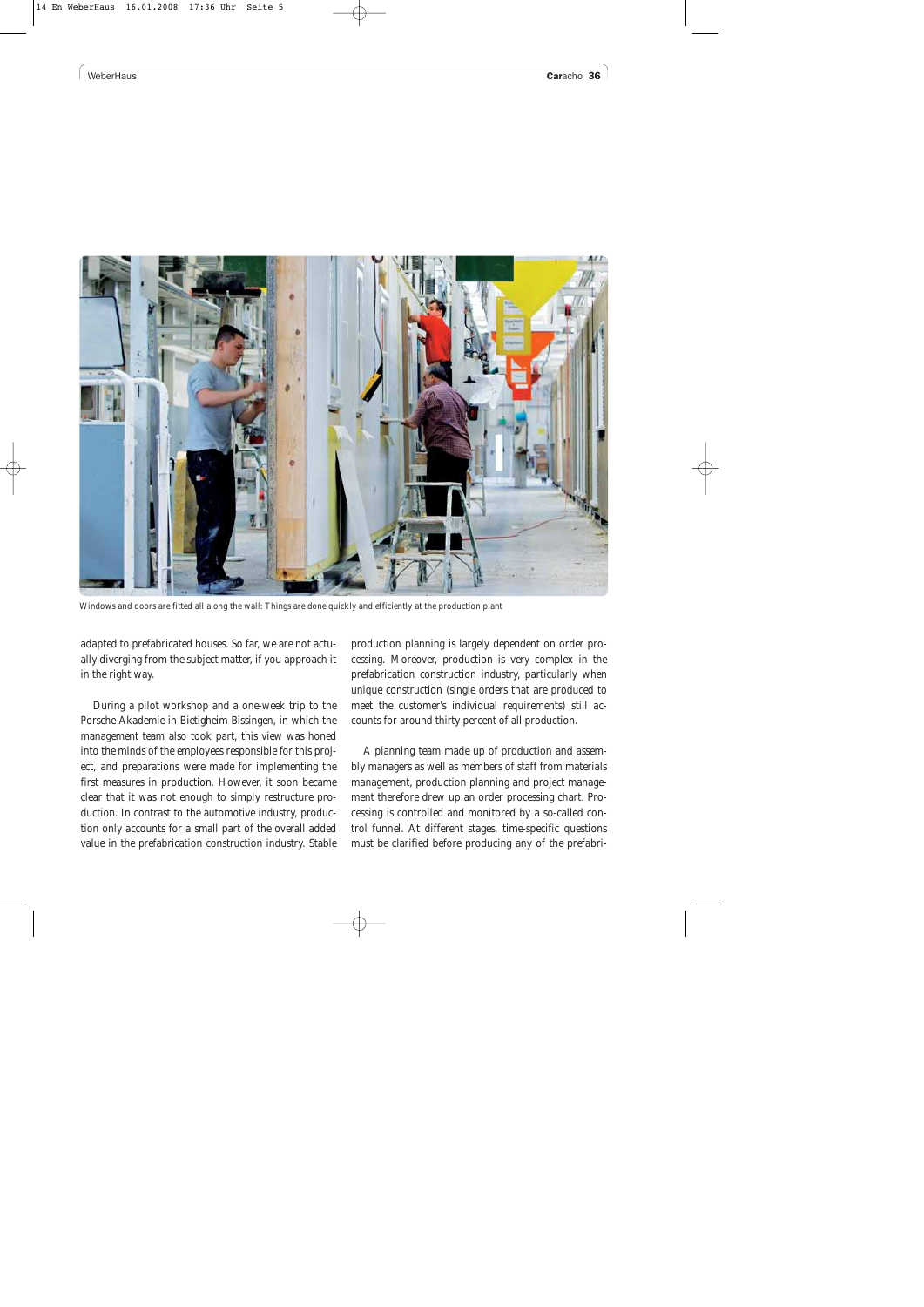Windows and doors are fitted all along the wall: Things are done quickly and efficiently at the production plant

adapted to prefabricated houses. So far, we are not actually diverging from the subject matter, if you approach it in the right way.

During a pilot workshop and a one-week trip to the Porsche Akademie in Bietigheim-Bissingen, in which the management team also took part, this view was honed into the minds of the employees responsible for this project, and preparations were made for implementing the first measures in production. However, it soon became clear that it was not enough to simply restructure production. In contrast to the automotive industry, production only accounts for a small part of the overall added value in the prefabrication construction industry. Stable production planning is largely dependent on order processing. Moreover, production is very complex in the prefabrication construction industry, particularly when unique construction (single orders that are produced to meet the customer's individual requirements) still accounts for around thirty percent of all production.

A planning team made up of production and assembly managers as well as members of staff from materials management, production planning and project management therefore drew up an order processing chart. Processing is controlled and monitored by a so-called control funnel. At different stages, time-specific questions must be clarified before producing any of the prefabri-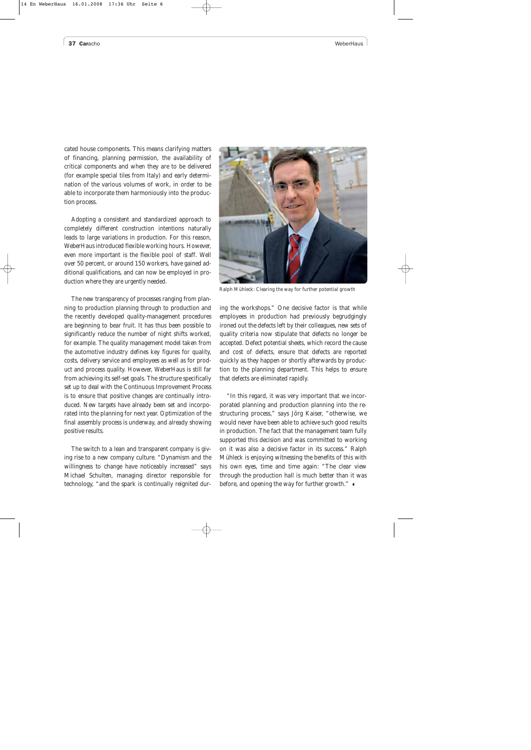cated house components. This means clarifying matters of financing, planning permission, the availability of critical components and when they are to be delivered (for example special tiles from Italy) and early determination of the various volumes of work, in order to be able to incorporate them harmoniously into the production process.

Adopting a consistent and standardized approach to completely different construction intentions naturally leads to large variations in production. For this reason, WeberHaus introduced flexible working hours. However, even more important is the flexible pool of staff. Well over 50 percent, or around 150 workers, have gained additional qualifications, and can now be employed in production where they are urgently needed.

The new transparency of processes ranging from planning to production planning through to production and the recently developed quality-management procedures are beginning to bear fruit. It has thus been possible to significantly reduce the number of night shifts worked, for example. The quality management model taken from the automotive industry defines key figures for quality, costs, delivery service and employees as well as for product and process quality. However, WeberHaus is still far from achieving its self-set goals. The structure specifically set up to deal with the Continuous Improvement Process is to ensure that positive changes are continually introduced. New targets have already been set and incorporated into the planning for next year. Optimization of the final assembly process is underway, and already showing positive results.

The switch to a lean and transparent company is giving rise to a new company culture. "Dynamism and the willingness to change have noticeably increased" says Michael Schulten, managing director responsible for technology, "and the spark is continually reignited during the workshops." One decisive factor is that while employees in production had previously begrudgingly ironed out the defects left by their colleagues, new sets of quality criteria now stipulate that defects no longer be accepted. Defect potential sheets, which record the cause and cost of defects, ensure that defects are reported quickly as they happen or shortly afterwards by production to the planning department. This helps to ensure that defects are eliminated rapidly.

Ralph Mühleck: Clearing the way for further potential growth

"In this regard, it was very important that we incorporated planning and production planning into the restructuring process," says Jörg Kaiser, "otherwise, we would never have been able to achieve such good results in production. The fact that the management team fully supported this decision and was committed to working on it was also a decisive factor in its success." Ralph Mühleck is enjoying witnessing the benefits of this with his own eyes, time and time again: "The clear view through the production hall is much better than it was before, and opening the way for further growth."